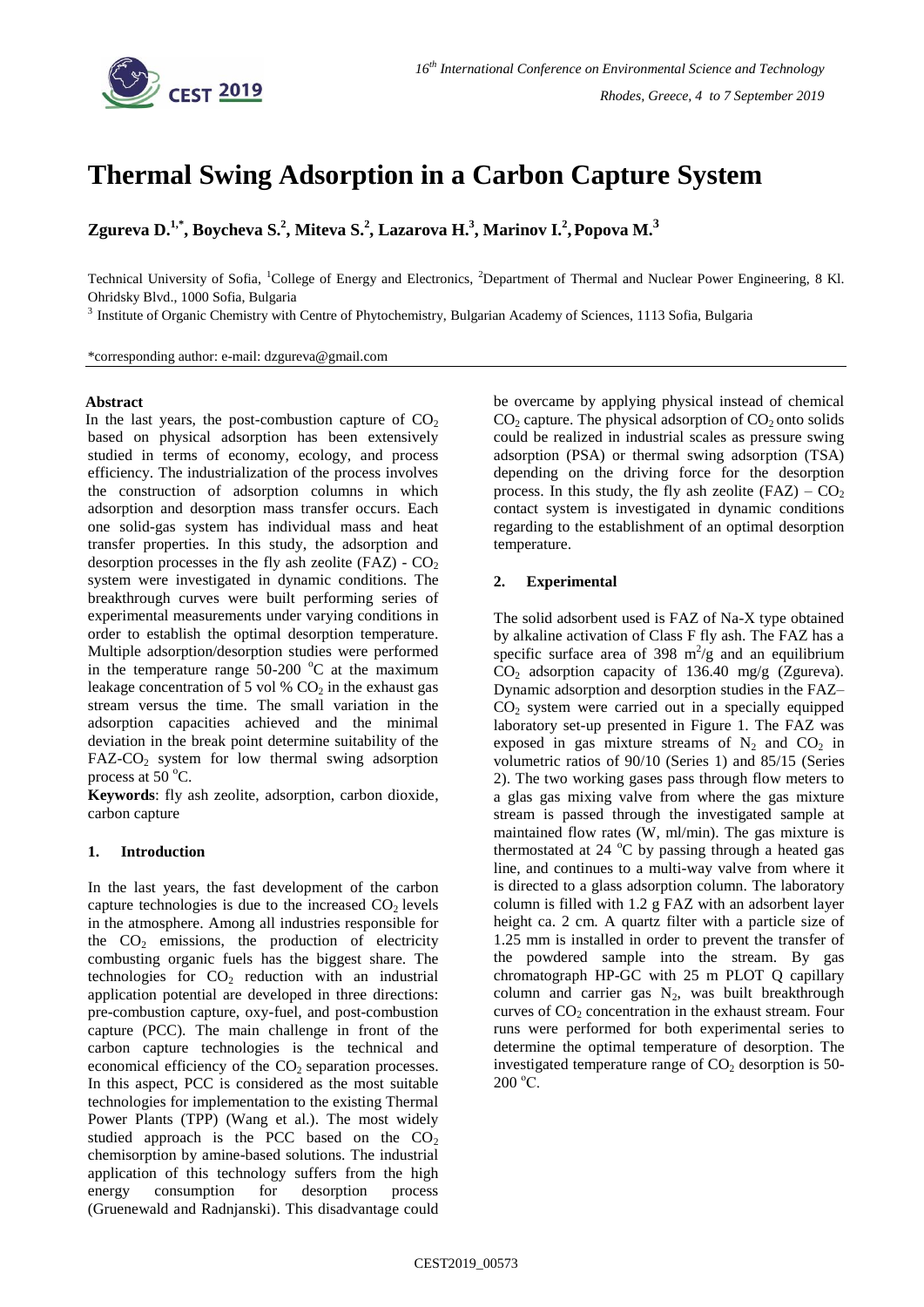# Thermal Swing Adsorption in a Carbon Capture System

**Zgureva D.[1,*], Boycheva S.[2], Miteva S.[2], Lazarova H.[3], Marinov I.[2], Popova M.[3]**

Technical University of Sofia, [1]College of Energy and Electronics, [2]Department of Thermal and Nuclear Power Engineering, 8 Kl. Ohridsky Blvd., 1000 Sofia, Bulgaria

[3] Institute of Organic Chemistry with Centre of Phytochemistry, Bulgarian Academy of Sciences, 1113 Sofia, Bulgaria

*corresponding author: e-mail: dzgureva@gmail.com

**Abstract**

In the last years, the post-combustion capture of $CO_2$ based on physical adsorption has been extensively studied in terms of economy, ecology, and process efficiency. The industrialization of the process involves the construction of adsorption columns in which adsorption and desorption mass transfer occurs. Each one solid-gas system has individual mass and heat transfer properties. In this study, the adsorption and desorption processes in the fly ash zeolite (FAZ) - $CO_2$ system were investigated in dynamic conditions. The breakthrough curves were built performing series of experimental measurements under varying conditions in order to establish the optimal desorption temperature. Multiple adsorption/desorption studies were performed in the temperature range 50-200 °C at the maximum leakage concentration of 5 vol % $CO_2$ in the exhaust gas stream versus the time. The small variation in the adsorption capacities achieved and the minimal deviation in the break point determine suitability of the FAZ-$CO_2$ system for low thermal swing adsorption process at 50 °C.

**Keywords**: fly ash zeolite, adsorption, carbon dioxide, carbon capture

## 1. Introduction

In the last years, the fast development of the carbon capture technologies is due to the increased $CO_2$ levels in the atmosphere. Among all industries responsible for the $CO_2$ emissions, the production of electricity combusting organic fuels has the biggest share. The technologies for $CO_2$ reduction with an industrial application potential are developed in three directions: pre-combustion capture, oxy-fuel, and post-combustion capture (PCC). The main challenge in front of the carbon capture technologies is the technical and economical efficiency of the $CO_2$ separation processes. In this aspect, PCC is considered as the most suitable technologies for implementation to the existing Thermal Power Plants (TPP) (Wang et al.). The most widely studied approach is the PCC based on the $CO_2$ chemisorption by amine-based solutions. The industrial application of this technology suffers from the high energy consumption for desorption process (Gruenewald and Radnjanski). This disadvantage could be overcame by applying physical instead of chemical $CO_2$ capture. The physical adsorption of $CO_2$ onto solids could be realized in industrial scales as pressure swing adsorption (PSA) or thermal swing adsorption (TSA) depending on the driving force for the desorption process. In this study, the fly ash zeolite (FAZ) – $CO_2$ contact system is investigated in dynamic conditions regarding to the establishment of an optimal desorption temperature.

## 2. Experimental

The solid adsorbent used is FAZ of Na-X type obtained by alkaline activation of Class F fly ash. The FAZ has a specific surface area of 398 $m^2/g$ and an equilibrium $CO_2$ adsorption capacity of 136.40 mg/g (Zgureva). Dynamic adsorption and desorption studies in the FAZ–$CO_2$ system were carried out in a specially equipped laboratory set-up presented in Figure 1. The FAZ was exposed in gas mixture streams of $N_2$ and $CO_2$ in volumetric ratios of 90/10 (Series 1) and 85/15 (Series 2). The two working gases pass through flow meters to a glas gas mixing valve from where the gas mixture stream is passed through the investigated sample at maintained flow rates (W, ml/min). The gas mixture is thermostated at 24 °C by passing through a heated gas line, and continues to a multi-way valve from where it is directed to a glass adsorption column. The laboratory column is filled with 1.2 g FAZ with an adsorbent layer height ca. 2 cm. A quartz filter with a particle size of 1.25 mm is installed in order to prevent the transfer of the powdered sample into the stream. By gas chromatograph HP-GC with 25 m PLOT Q capillary column and carrier gas $N_2$, was built breakthrough curves of $CO_2$ concentration in the exhaust stream. Four runs were performed for both experimental series to determine the optimal temperature of desorption. The investigated temperature range of $CO_2$ desorption is 50-200 °C.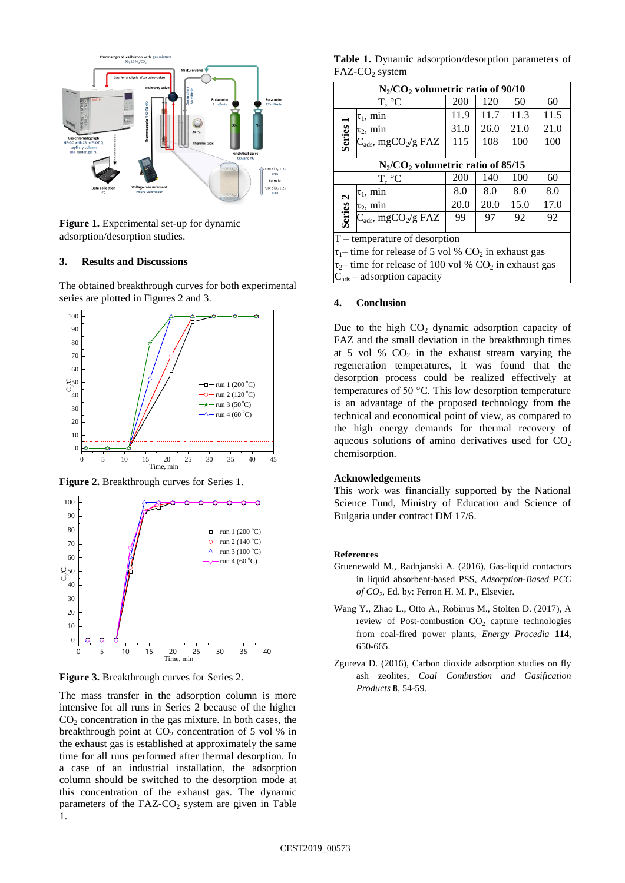Chromatograph calibration with gas mixture 90/10 N₂/CO₂

Gas for analysis after adsorption

Mixture valve

Multiway valve

Gas-chromatograph HP-GC with 25 m PLOT Q capillary column and carrier gas N₂

Thermocouple Fe-Cu-Ni (K)

Gas mixture 30 ml/min

Rotameter 3 ml/min

Rotameter 27 ml/min

24 °C

Thermostat

Analytical gases CO₂ and N₂

Data collection PC

Voltage measurement Micro voltmeter

Pure SiO₂ 1.25 mm

Sample

Pure SiO₂ 1.25 mm

**Figure 1.** Experimental set-up for dynamic adsorption/desorption studies.

## 3. Results and Discussions

The obtained breakthrough curves for both experimental series are plotted in Figures 2 and 3.

$C_0/C$

Time, min

run 1 (200 °C)
run 2 (120 °C)
run 3 (50°C)
run 4 (60 °C)

0 5 10 15 20 25 30 35 40 45

0 10 20 30 40 50 60 70 80 90 100

**Figure 2.** Breakthrough curves for Series 1.

$C_0/C$

Time, min

run 1 (200 °C)
run 2 (140 °C)
run 3 (100 °C)
run 4 (60 °C)

0 5 10 15 20 25 30 35 40

0 10 20 30 40 50 60 70 80 90 100

**Figure 3.** Breakthrough curves for Series 2.

The mass transfer in the adsorption column is more intensive for all runs in Series 2 because of the higher $CO_2$ concentration in the gas mixture. In both cases, the breakthrough point at $CO_2$ concentration of 5 vol % in the exhaust gas is established at approximately the same time for all runs performed after thermal desorption. In a case of an industrial installation, the adsorption column should be switched to the desorption mode at this concentration of the exhaust gas. The dynamic parameters of the FAZ-$CO_2$ system are given in Table 1.

**Table 1.** Dynamic adsorption/desorption parameters of FAZ-$CO_2$ system

| | | | | | |
|---|---|---|---|---|---|
| | **$N_2/CO_2$ volumetric ratio of 90/10** | | | | |
| | T, °C | 200 | 120 | 50 | 60 |
| **Series 1** | $\tau_1$, min | 11.9 | 11.7 | 11.3 | 11.5 |
| | $\tau_2$, min | 31.0 | 26.0 | 21.0 | 21.0 |
| | $C_{ads}$, mg$CO_2$/g FAZ | 115 | 108 | 100 | 100 |
| | **$N_2/CO_2$ volumetric ratio of 85/15** | | | | |
| | T, °C | 200 | 140 | 100 | 60 |
| **Series 2** | $\tau_1$, min | 8.0 | 8.0 | 8.0 | 8.0 |
| | $\tau_2$, min | 20.0 | 20.0 | 15.0 | 17.0 |
| | $C_{ads}$, mg$CO_2$/g FAZ | 99 | 97 | 92 | 92 |

T – temperature of desorption
$\tau_1$– time for release of 5 vol % $CO_2$ in exhaust gas
$\tau_2$– time for release of 100 vol % $CO_2$ in exhaust gas
$C_{ads}$ – adsorption capacity

## 4. Conclusion

Due to the high $CO_2$ dynamic adsorption capacity of FAZ and the small deviation in the breakthrough times at 5 vol % $CO_2$ in the exhaust stream varying the regeneration temperatures, it was found that the desorption process could be realized effectively at temperatures of 50 °C. This low desorption temperature is an advantage of the proposed technology from the technical and economical point of view, as compared to the high energy demands for thermal recovery of aqueous solutions of amino derivatives used for $CO_2$ chemisorption.

### Acknowledgements

This work was financially supported by the National Science Fund, Ministry of Education and Science of Bulgaria under contract DM 17/6.

### References

Gruenewald M., Radnjanski A. (2016), Gas-liquid contactors in liquid absorbent-based PSS, *Adsorption-Based PCC of $CO_2$*, Ed. by: Ferron H. M. P., Elsevier.

Wang Y., Zhao L., Otto A., Robinus M., Stolten D. (2017), A review of Post-combustion $CO_2$ capture technologies from coal-fired power plants, *Energy Procedia* **114**, 650-665.

Zgureva D. (2016), Carbon dioxide adsorption studies on fly ash zeolites, *Coal Combustion and Gasification Products* **8**, 54-59.